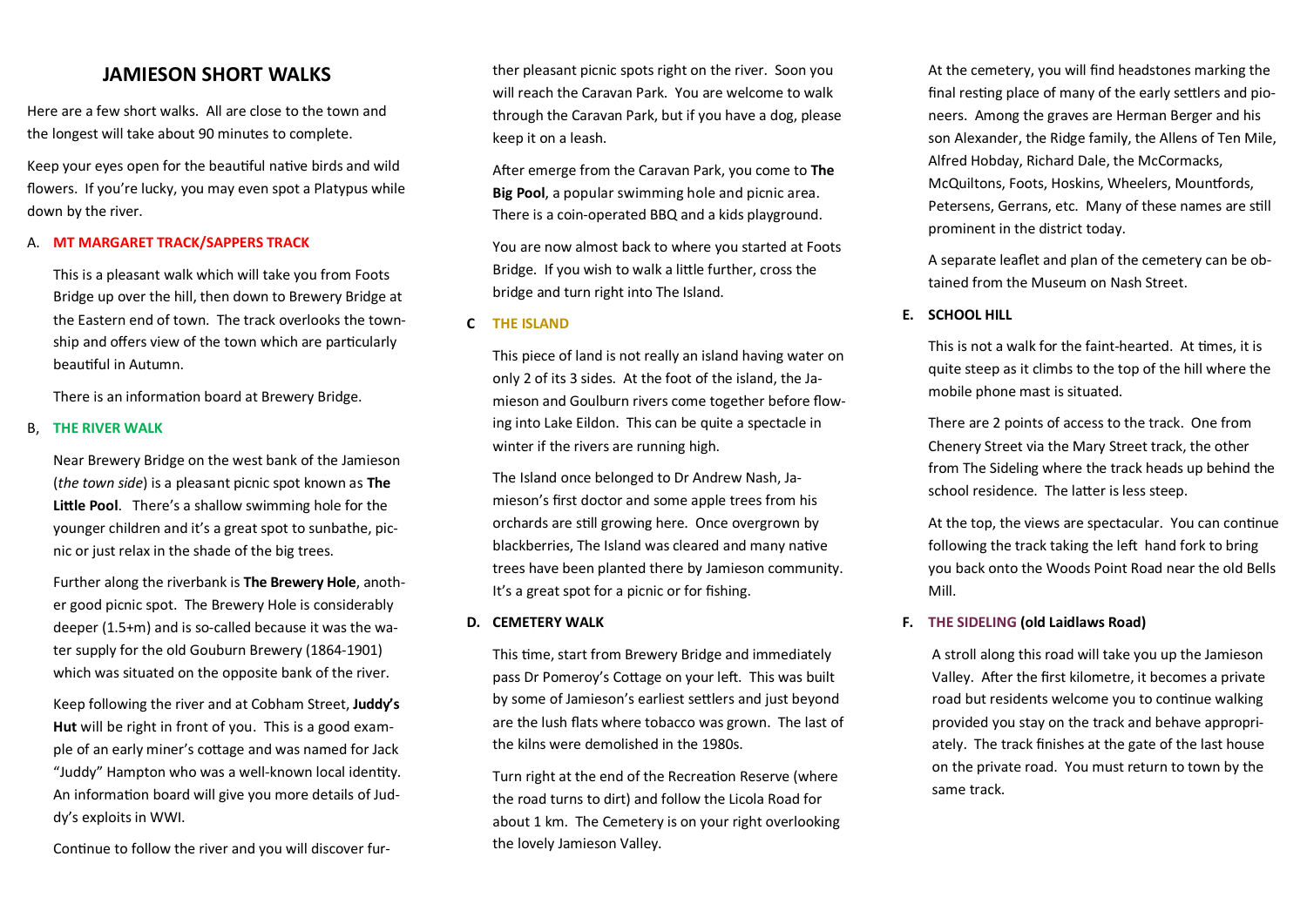# JAMIESON SHORT WALKS

Here are a few short walks. All are close to the town and the longest will take about 90 minutes to complete.

Keep your eyes open for the beautiful native birds and wild flowers. If you're lucky, you may even spot a Platypus while down by the river.

## A. MT MARGARET TRACK/SAPPERS TRACK

This is a pleasant walk which will take you from Foots Bridge up over the hill, then down to Brewery Bridge at the Eastern end of town. The track overlooks the township and offers view of the town which are particularly beautiful in Autumn.

There is an information board at Brewery Bridge.

## B, THE RIVER WALK

Near Brewery Bridge on the west bank of the Jamieson (*the town side*) is a pleasant picnic spot known as **The Little Pool**. There's a shallow swimming hole for the younger children and it's a great spot to sunbathe, picnic or just relax in the shade of the big trees.

Further along the riverbank is **The Brewery Hole**, another good picnic spot. The Brewery Hole is considerably deeper (1.5+m) and is so-called because it was the water supply for the old Gouburn Brewery (1864-1901) which was situated on the opposite bank of the river.

Keep following the river and at Cobham Street, **Juddy's Hut** will be right in front of you. This is a good example of an early miner's cottage and was named for Jack "Juddy" Hampton who was a well-known local identity. An information board will give you more details of Juddy's exploits in WWI.

Continue to follow the river and you will discover further pleasant picnic spots right on the river. Soon you will reach the Caravan Park. You are welcome to walk through the Caravan Park, but if you have a dog, please keep it on a leash.

After emerge from the Caravan Park, you come to **The Big Pool**, a popular swimming hole and picnic area. There is a coin-operated BBQ and a kids playground.

You are now almost back to where you started at Foots Bridge. If you wish to walk a little further, cross the bridge and turn right into The Island.

## C THE ISLAND

This piece of land is not really an island having water on only 2 of its 3 sides. At the foot of the island, the Jamieson and Goulburn rivers come together before flowing into Lake Eildon. This can be quite a spectacle in winter if the rivers are running high.

The Island once belonged to Dr Andrew Nash, Jamieson's first doctor and some apple trees from his orchards are still growing here. Once overgrown by blackberries, The Island was cleared and many native trees have been planted there by Jamieson community. It's a great spot for a picnic or for fishing.

## D. CEMETERY WALK

This time, start from Brewery Bridge and immediately pass Dr Pomeroy's Cottage on your left. This was built by some of Jamieson's earliest settlers and just beyond are the lush flats where tobacco was grown. The last of the kilns were demolished in the 1980s.

Turn right at the end of the Recreation Reserve (where the road turns to dirt) and follow the Licola Road for about 1 km. The Cemetery is on your right overlooking the lovely Jamieson Valley.

At the cemetery, you will find headstones marking the final resting place of many of the early settlers and pioneers. Among the graves are Herman Berger and his son Alexander, the Ridge family, the Allens of Ten Mile, Alfred Hobday, Richard Dale, the McCormacks, McQuiltons, Foots, Hoskins, Wheelers, Mountfords, Petersens, Gerrans, etc. Many of these names are still prominent in the district today.

A separate leaflet and plan of the cemetery can be obtained from the Museum on Nash Street.

## E. SCHOOL HILL

This is not a walk for the faint-hearted. At times, it is quite steep as it climbs to the top of the hill where the mobile phone mast is situated.

There are 2 points of access to the track. One from Chenery Street via the Mary Street track, the other from The Sideling where the track heads up behind the school residence. The latter is less steep.

At the top, the views are spectacular. You can continue following the track taking the left hand fork to bring you back onto the Woods Point Road near the old Bells Mill.

## F. THE SIDELING (old Laidlaws Road)

A stroll along this road will take you up the Jamieson Valley. After the first kilometre, it becomes a private road but residents welcome you to continue walking provided you stay on the track and behave appropriately. The track finishes at the gate of the last house on the private road. You must return to town by the same track.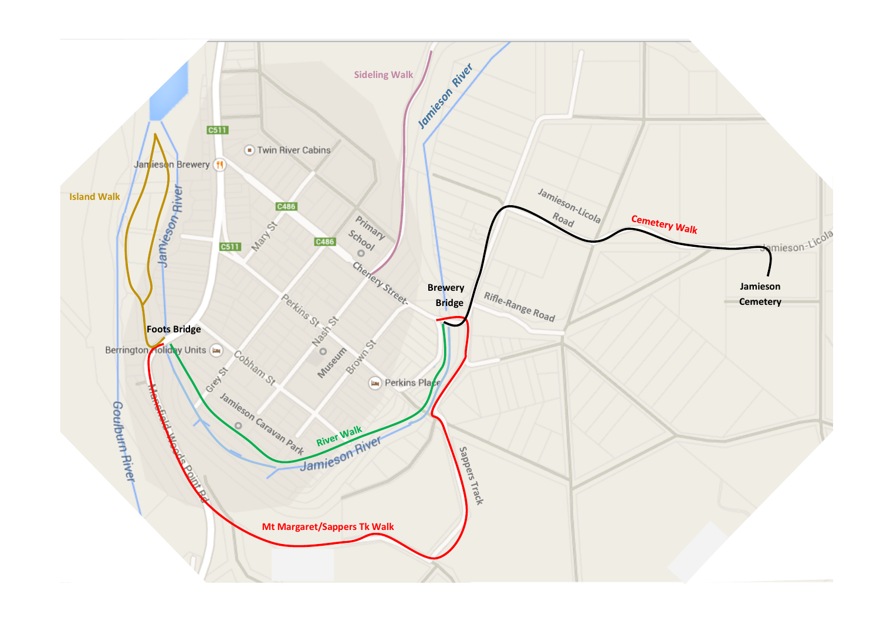Sideling Walk

Jamieson River

Island Walk

Jamieson Brewery

Twin River Cabins

C511

C486

Mary St

Primary School

Chenery Street

Brewery Bridge

Jamieson-Licola Road

Cemetery Walk

Jamieson-Licola

Jamieson Cemetery

Rifle-Range Road

Perkins St

Nash St

Foots Bridge

Berrington Holiday Units

Cobham St

Grey St

Museum

Brown St

Perkins Place

Jamieson Caravan Park

River Walk

Goulburn River

Mansfield Woods Point Rd

Sappers Track

Mt Margaret/Sappers Tk Walk